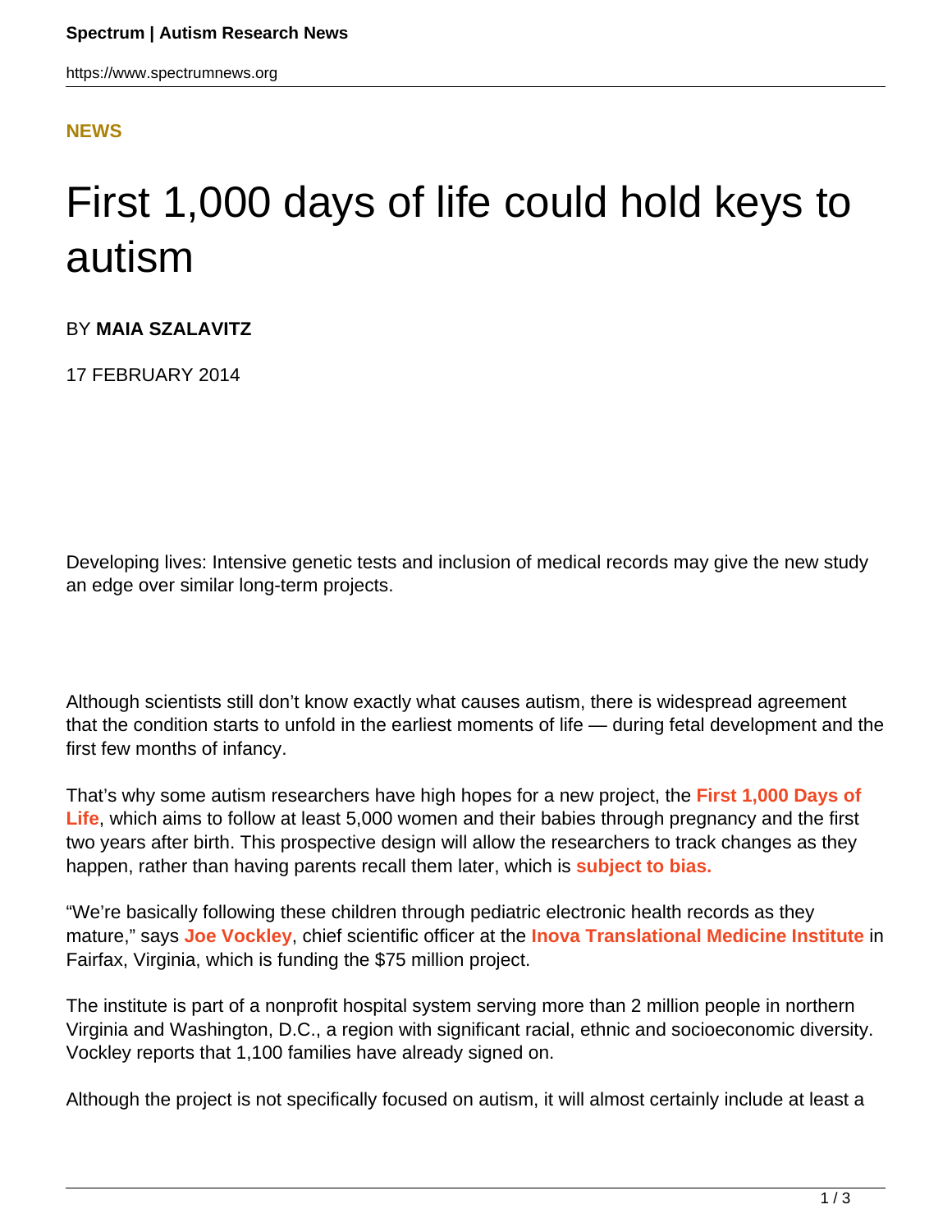**NEWS**

# First 1,000 days of life could hold keys to autism

BY **MAIA SZALAVITZ**

17 FEBRUARY 2014

Developing lives: Intensive genetic tests and inclusion of medical records may give the new study an edge over similar long-term projects.

Although scientists still don't know exactly what causes autism, there is widespread agreement that the condition starts to unfold in the earliest moments of life — during fetal development and the first few months of infancy.

That's why some autism researchers have high hopes for a new project, the **First 1,000 Days of Life**, which aims to follow at least 5,000 women and their babies through pregnancy and the first two years after birth. This prospective design will allow the researchers to track changes as they happen, rather than having parents recall them later, which is **subject to bias.**

"We're basically following these children through pediatric electronic health records as they mature," says **Joe Vockley**, chief scientific officer at the **Inova Translational Medicine Institute** in Fairfax, Virginia, which is funding the $75 million project.

The institute is part of a nonprofit hospital system serving more than 2 million people in northern Virginia and Washington, D.C., a region with significant racial, ethnic and socioeconomic diversity. Vockley reports that 1,100 families have already signed on.

Although the project is not specifically focused on autism, it will almost certainly include at least a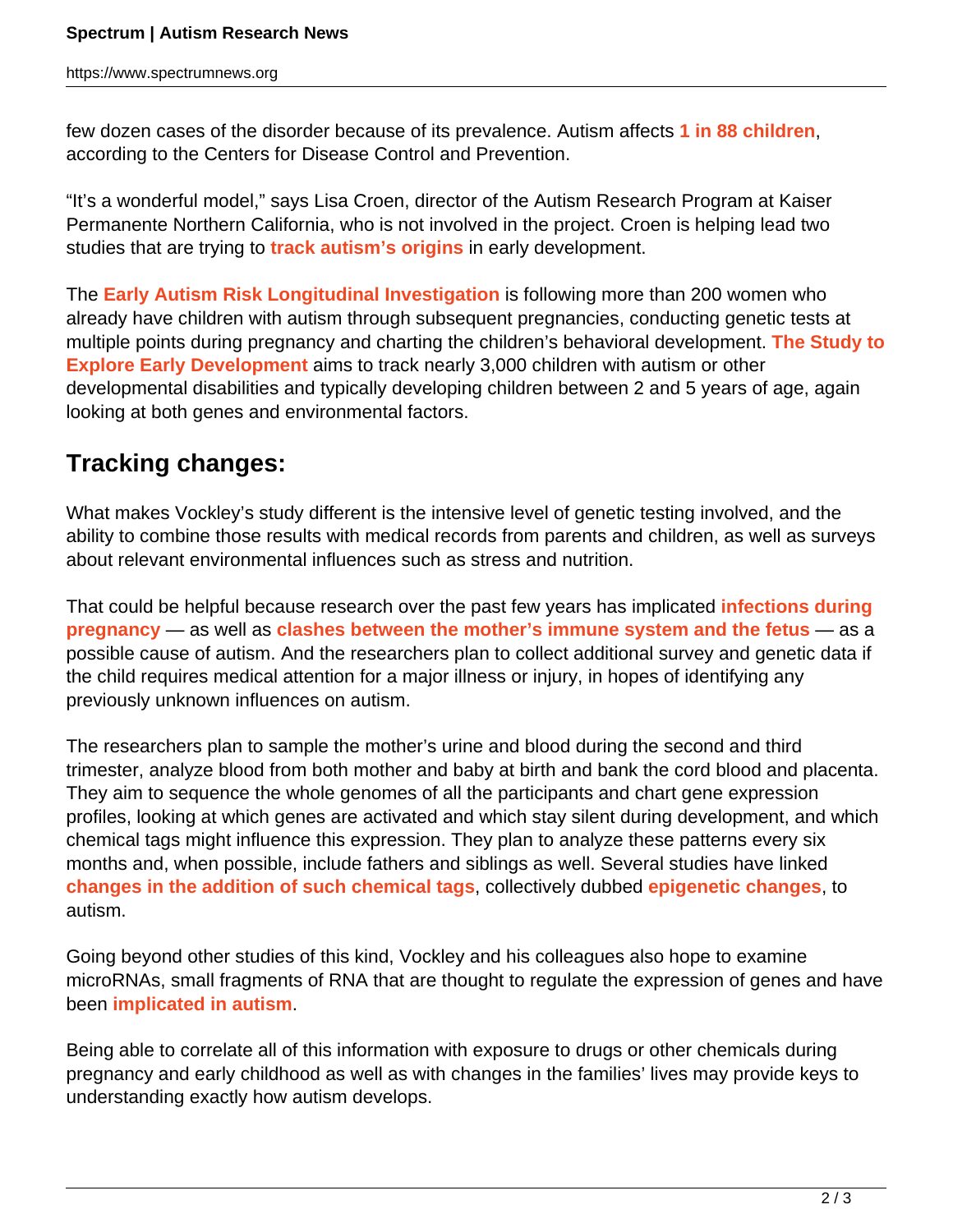few dozen cases of the disorder because of its prevalence. Autism affects **1 in 88 children**, according to the Centers for Disease Control and Prevention.

"It's a wonderful model," says Lisa Croen, director of the Autism Research Program at Kaiser Permanente Northern California, who is not involved in the project. Croen is helping lead two studies that are trying to **track autism's origins** in early development.

The **Early Autism Risk Longitudinal Investigation** is following more than 200 women who already have children with autism through subsequent pregnancies, conducting genetic tests at multiple points during pregnancy and charting the children's behavioral development. **The Study to Explore Early Development** aims to track nearly 3,000 children with autism or other developmental disabilities and typically developing children between 2 and 5 years of age, again looking at both genes and environmental factors.

## Tracking changes:

What makes Vockley's study different is the intensive level of genetic testing involved, and the ability to combine those results with medical records from parents and children, as well as surveys about relevant environmental influences such as stress and nutrition.

That could be helpful because research over the past few years has implicated **infections during pregnancy** — as well as **clashes between the mother's immune system and the fetus** — as a possible cause of autism. And the researchers plan to collect additional survey and genetic data if the child requires medical attention for a major illness or injury, in hopes of identifying any previously unknown influences on autism.

The researchers plan to sample the mother's urine and blood during the second and third trimester, analyze blood from both mother and baby at birth and bank the cord blood and placenta. They aim to sequence the whole genomes of all the participants and chart gene expression profiles, looking at which genes are activated and which stay silent during development, and which chemical tags might influence this expression. They plan to analyze these patterns every six months and, when possible, include fathers and siblings as well. Several studies have linked **changes in the addition of such chemical tags**, collectively dubbed **epigenetic changes**, to autism.

Going beyond other studies of this kind, Vockley and his colleagues also hope to examine microRNAs, small fragments of RNA that are thought to regulate the expression of genes and have been **implicated in autism**.

Being able to correlate all of this information with exposure to drugs or other chemicals during pregnancy and early childhood as well as with changes in the families' lives may provide keys to understanding exactly how autism develops.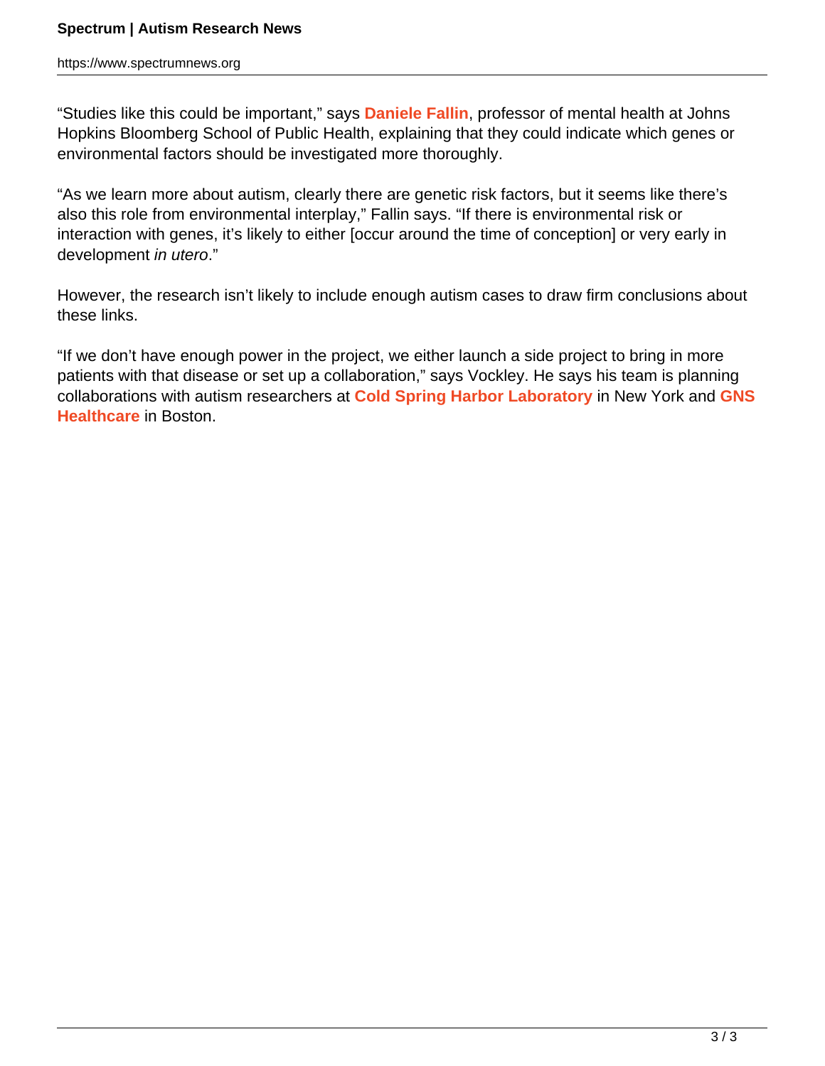"Studies like this could be important," says **Daniele Fallin**, professor of mental health at Johns Hopkins Bloomberg School of Public Health, explaining that they could indicate which genes or environmental factors should be investigated more thoroughly.

"As we learn more about autism, clearly there are genetic risk factors, but it seems like there's also this role from environmental interplay," Fallin says. "If there is environmental risk or interaction with genes, it's likely to either [occur around the time of conception] or very early in development *in utero*."

However, the research isn't likely to include enough autism cases to draw firm conclusions about these links.

"If we don't have enough power in the project, we either launch a side project to bring in more patients with that disease or set up a collaboration," says Vockley. He says his team is planning collaborations with autism researchers at **Cold Spring Harbor Laboratory** in New York and **GNS Healthcare** in Boston.